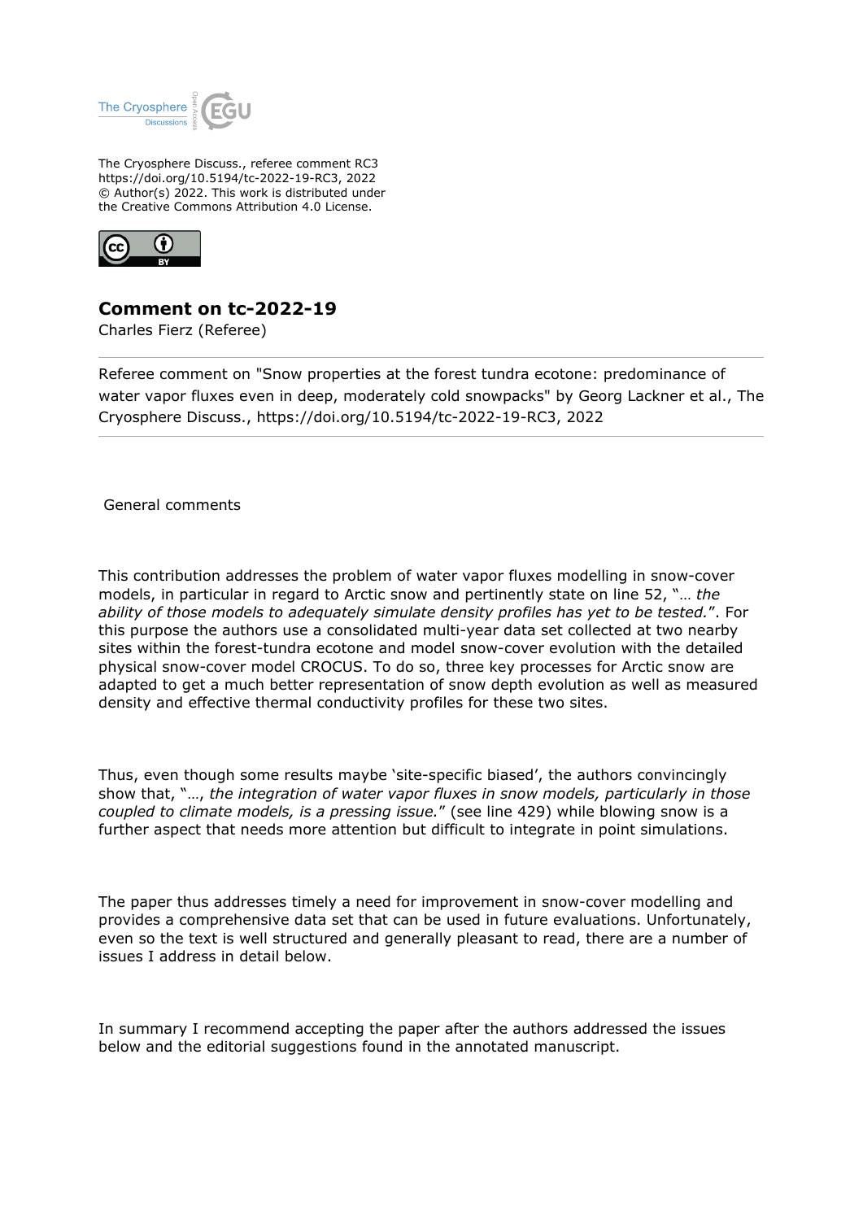The Cryosphere Discuss., referee comment RC3
https://doi.org/10.5194/tc-2022-19-RC3, 2022
© Author(s) 2022. This work is distributed under
the Creative Commons Attribution 4.0 License.

# Comment on tc-2022-19

Charles Fierz (Referee)

Referee comment on "Snow properties at the forest tundra ecotone: predominance of water vapor fluxes even in deep, moderately cold snowpacks" by Georg Lackner et al., The Cryosphere Discuss., https://doi.org/10.5194/tc-2022-19-RC3, 2022

## General comments

This contribution addresses the problem of water vapor fluxes modelling in snow-cover models, in particular in regard to Arctic snow and pertinently state on line 52, "… *the ability of those models to adequately simulate density profiles has yet to be tested.*". For this purpose the authors use a consolidated multi-year data set collected at two nearby sites within the forest-tundra ecotone and model snow-cover evolution with the detailed physical snow-cover model CROCUS. To do so, three key processes for Arctic snow are adapted to get a much better representation of snow depth evolution as well as measured density and effective thermal conductivity profiles for these two sites.

Thus, even though some results maybe 'site-specific biased', the authors convincingly show that, "…, *the integration of water vapor fluxes in snow models, particularly in those coupled to climate models, is a pressing issue.*" (see line 429) while blowing snow is a further aspect that needs more attention but difficult to integrate in point simulations.

The paper thus addresses timely a need for improvement in snow-cover modelling and provides a comprehensive data set that can be used in future evaluations. Unfortunately, even so the text is well structured and generally pleasant to read, there are a number of issues I address in detail below.

In summary I recommend accepting the paper after the authors addressed the issues below and the editorial suggestions found in the annotated manuscript.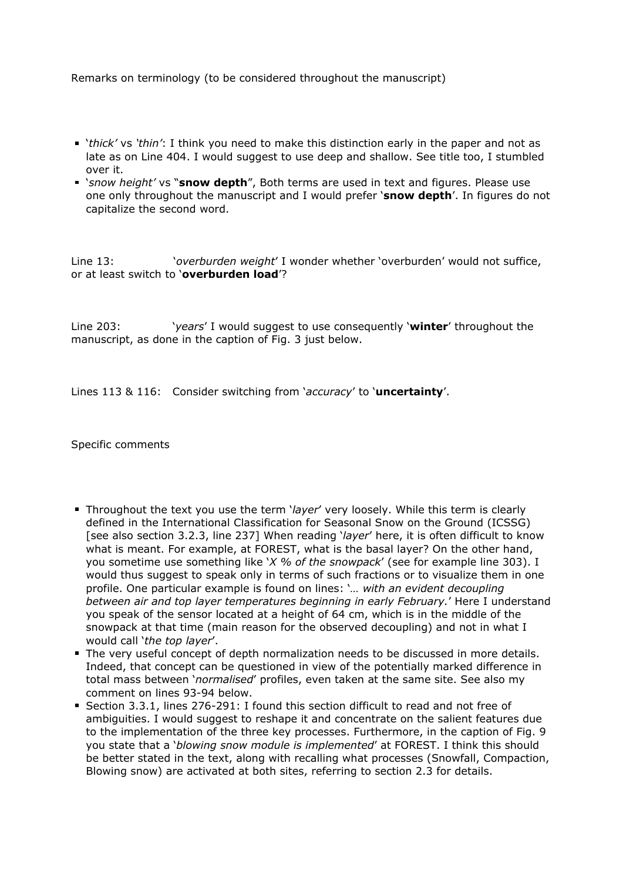Remarks on terminology (to be considered throughout the manuscript)

- '*thick'* vs *'thin'*: I think you need to make this distinction early in the paper and not as late as on Line 404. I would suggest to use deep and shallow. See title too, I stumbled over it.
- '*snow height'* vs "**snow depth**", Both terms are used in text and figures. Please use one only throughout the manuscript and I would prefer '**snow depth**'. In figures do not capitalize the second word.

Line 13: '*overburden weight*' I wonder whether 'overburden' would not suffice, or at least switch to '**overburden load**'?

Line 203: '*years*' I would suggest to use consequently '**winter**' throughout the manuscript, as done in the caption of Fig. 3 just below.

Lines 113 & 116: Consider switching from '*accuracy*' to '**uncertainty**'.

Specific comments

- Throughout the text you use the term '*layer*' very loosely. While this term is clearly defined in the International Classification for Seasonal Snow on the Ground (ICSSG) [see also section 3.2.3, line 237] When reading '*layer*' here, it is often difficult to know what is meant. For example, at FOREST, what is the basal layer? On the other hand, you sometime use something like '*X % of the snowpack*' (see for example line 303). I would thus suggest to speak only in terms of such fractions or to visualize them in one profile. One particular example is found on lines: '*… with an evident decoupling between air and top layer temperatures beginning in early February.*' Here I understand you speak of the sensor located at a height of 64 cm, which is in the middle of the snowpack at that time (main reason for the observed decoupling) and not in what I would call '*the top layer*'.
- The very useful concept of depth normalization needs to be discussed in more details. Indeed, that concept can be questioned in view of the potentially marked difference in total mass between '*normalised*' profiles, even taken at the same site. See also my comment on lines 93-94 below.
- Section 3.3.1, lines 276-291: I found this section difficult to read and not free of ambiguities. I would suggest to reshape it and concentrate on the salient features due to the implementation of the three key processes. Furthermore, in the caption of Fig. 9 you state that a '*blowing snow module is implemented*' at FOREST. I think this should be better stated in the text, along with recalling what processes (Snowfall, Compaction, Blowing snow) are activated at both sites, referring to section 2.3 for details.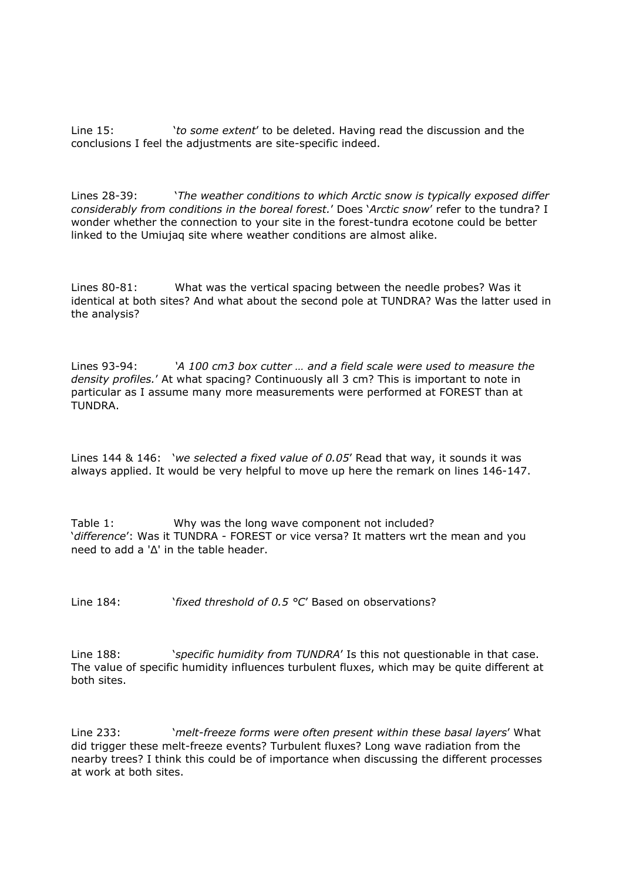Line 15: '*to some extent*' to be deleted. Having read the discussion and the conclusions I feel the adjustments are site-specific indeed.

Lines 28-39: '*The weather conditions to which Arctic snow is typically exposed differ considerably from conditions in the boreal forest.*' Does '*Arctic snow*' refer to the tundra? I wonder whether the connection to your site in the forest-tundra ecotone could be better linked to the Umiujaq site where weather conditions are almost alike.

Lines 80-81: What was the vertical spacing between the needle probes? Was it identical at both sites? And what about the second pole at TUNDRA? Was the latter used in the analysis?

Lines 93-94: *'A 100 cm3 box cutter … and a field scale were used to measure the density profiles.'* At what spacing? Continuously all 3 cm? This is important to note in particular as I assume many more measurements were performed at FOREST than at TUNDRA.

Lines 144 & 146: '*we selected a fixed value of 0.05*' Read that way, it sounds it was always applied. It would be very helpful to move up here the remark on lines 146-147.

Table 1: Why was the long wave component not included? '*difference*': Was it TUNDRA - FOREST or vice versa? It matters wrt the mean and you need to add a 'Δ' in the table header.

Line 184: '*fixed threshold of 0.5 °C*' Based on observations?

Line 188: '*specific humidity from TUNDRA*' Is this not questionable in that case. The value of specific humidity influences turbulent fluxes, which may be quite different at both sites.

Line 233: '*melt-freeze forms were often present within these basal layers*' What did trigger these melt-freeze events? Turbulent fluxes? Long wave radiation from the nearby trees? I think this could be of importance when discussing the different processes at work at both sites.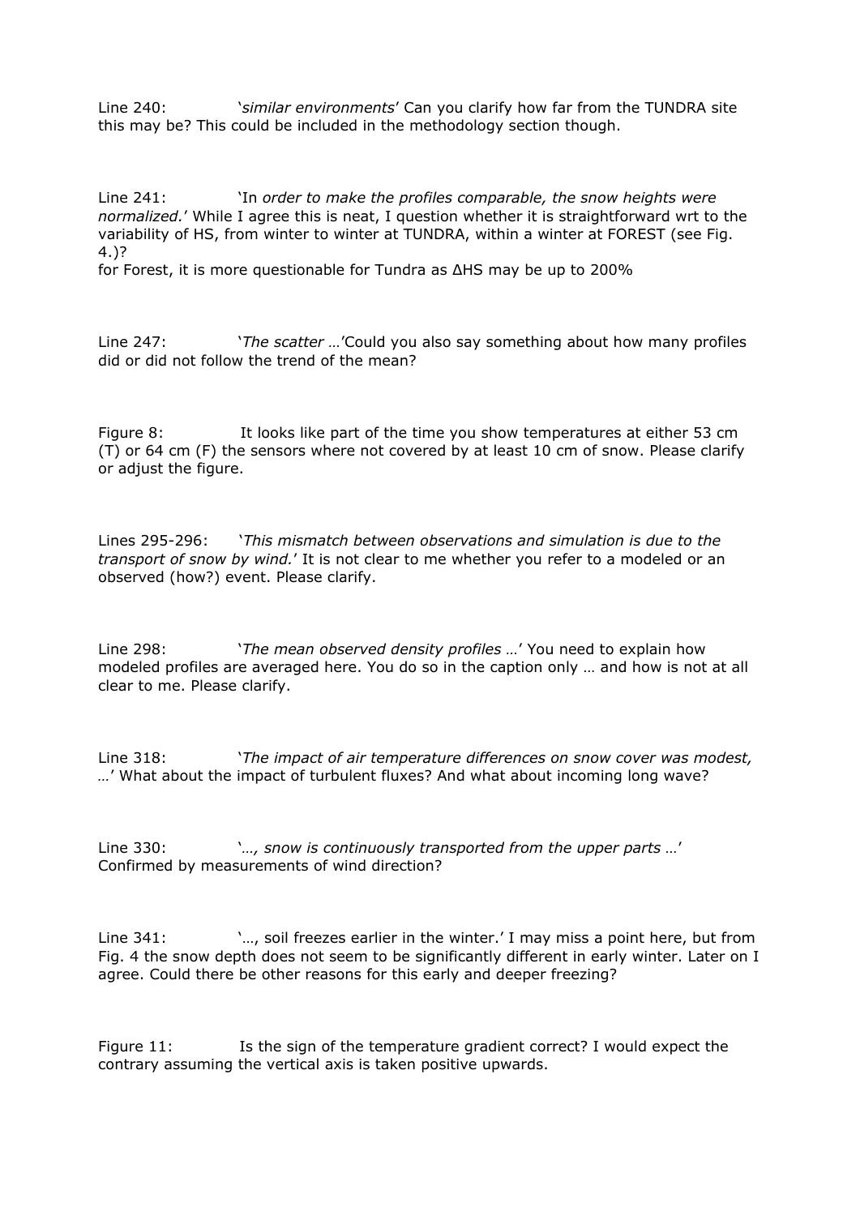Line 240: '*similar environments*' Can you clarify how far from the TUNDRA site this may be? This could be included in the methodology section though.

Line 241: 'In *order to make the profiles comparable, the snow heights were normalized.*' While I agree this is neat, I question whether it is straightforward wrt to the variability of HS, from winter to winter at TUNDRA, within a winter at FOREST (see Fig. 4.)?

for Forest, it is more questionable for Tundra as ΔHS may be up to 200%

Line 247: '*The scatter …*'Could you also say something about how many profiles did or did not follow the trend of the mean?

Figure 8: It looks like part of the time you show temperatures at either 53 cm (T) or 64 cm (F) the sensors where not covered by at least 10 cm of snow. Please clarify or adjust the figure.

Lines 295-296: '*This mismatch between observations and simulation is due to the transport of snow by wind.*' It is not clear to me whether you refer to a modeled or an observed (how?) event. Please clarify.

Line 298: '*The mean observed density profiles …*' You need to explain how modeled profiles are averaged here. You do so in the caption only … and how is not at all clear to me. Please clarify.

Line 318: '*The impact of air temperature differences on snow cover was modest, …*' What about the impact of turbulent fluxes? And what about incoming long wave?

Line 330: '*…, snow is continuously transported from the upper parts …*' Confirmed by measurements of wind direction?

Line 341: '…, soil freezes earlier in the winter.' I may miss a point here, but from Fig. 4 the snow depth does not seem to be significantly different in early winter. Later on I agree. Could there be other reasons for this early and deeper freezing?

Figure 11: Is the sign of the temperature gradient correct? I would expect the contrary assuming the vertical axis is taken positive upwards.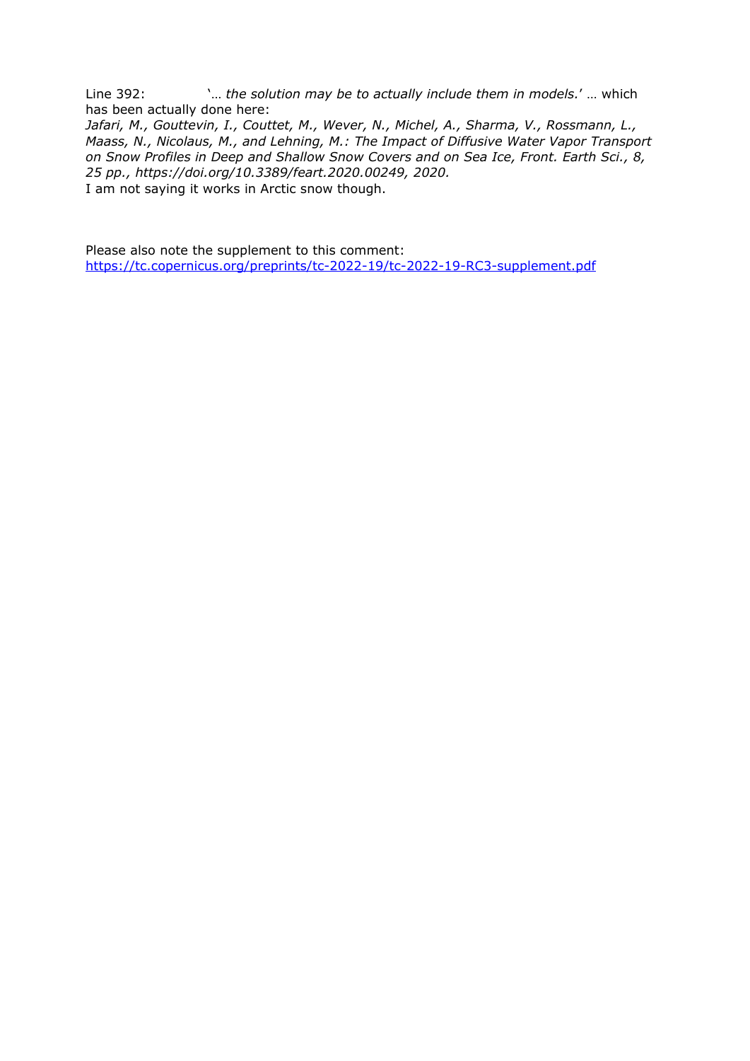Line 392: '… *the solution may be to actually include them in models.*' … which has been actually done here:

*Jafari, M., Gouttevin, I., Couttet, M., Wever, N., Michel, A., Sharma, V., Rossmann, L., Maass, N., Nicolaus, M., and Lehning, M.: The Impact of Diffusive Water Vapor Transport on Snow Profiles in Deep and Shallow Snow Covers and on Sea Ice, Front. Earth Sci., 8, 25 pp., https://doi.org/10.3389/feart.2020.00249, 2020.*

I am not saying it works in Arctic snow though.

Please also note the supplement to this comment:
[https://tc.copernicus.org/preprints/tc-2022-19/tc-2022-19-RC3-supplement.pdf](https://tc.copernicus.org/preprints/tc-2022-19/tc-2022-19-RC3-supplement.pdf)